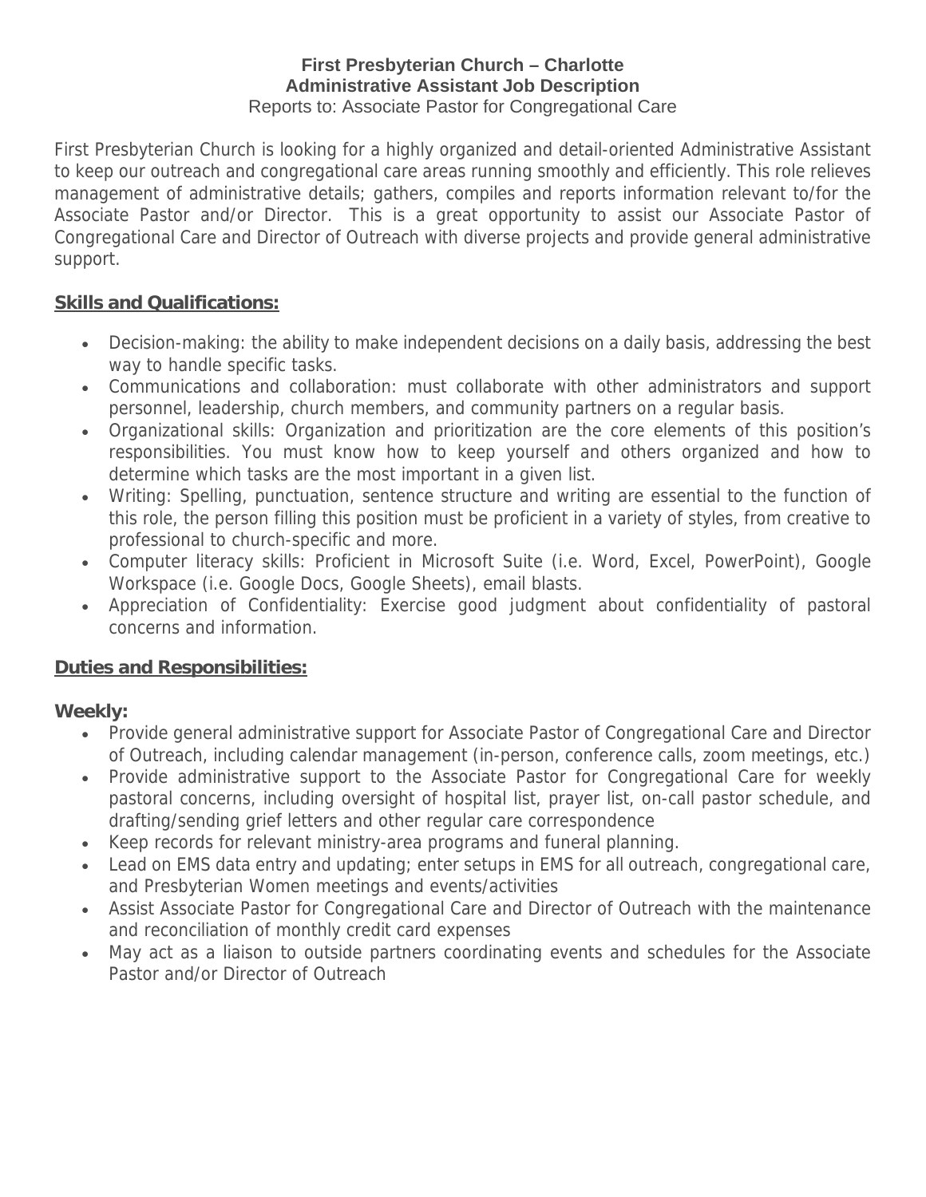# First Presbyterian Church – Charlotte
## Administrative Assistant Job Description
Reports to: Associate Pastor for Congregational Care

First Presbyterian Church is looking for a highly organized and detail-oriented Administrative Assistant to keep our outreach and congregational care areas running smoothly and efficiently. This role relieves management of administrative details; gathers, compiles and reports information relevant to/for the Associate Pastor and/or Director. This is a great opportunity to assist our Associate Pastor of Congregational Care and Director of Outreach with diverse projects and provide general administrative support.

## Skills and Qualifications:

- Decision-making: the ability to make independent decisions on a daily basis, addressing the best way to handle specific tasks.
- Communications and collaboration: must collaborate with other administrators and support personnel, leadership, church members, and community partners on a regular basis.
- Organizational skills: Organization and prioritization are the core elements of this position's responsibilities. You must know how to keep yourself and others organized and how to determine which tasks are the most important in a given list.
- Writing: Spelling, punctuation, sentence structure and writing are essential to the function of this role, the person filling this position must be proficient in a variety of styles, from creative to professional to church-specific and more.
- Computer literacy skills: Proficient in Microsoft Suite (i.e. Word, Excel, PowerPoint), Google Workspace (i.e. Google Docs, Google Sheets), email blasts.
- Appreciation of Confidentiality: Exercise good judgment about confidentiality of pastoral concerns and information.

## Duties and Responsibilities:

### Weekly:

- Provide general administrative support for Associate Pastor of Congregational Care and Director of Outreach, including calendar management (in-person, conference calls, zoom meetings, etc.)
- Provide administrative support to the Associate Pastor for Congregational Care for weekly pastoral concerns, including oversight of hospital list, prayer list, on-call pastor schedule, and drafting/sending grief letters and other regular care correspondence
- Keep records for relevant ministry-area programs and funeral planning.
- Lead on EMS data entry and updating; enter setups in EMS for all outreach, congregational care, and Presbyterian Women meetings and events/activities
- Assist Associate Pastor for Congregational Care and Director of Outreach with the maintenance and reconciliation of monthly credit card expenses
- May act as a liaison to outside partners coordinating events and schedules for the Associate Pastor and/or Director of Outreach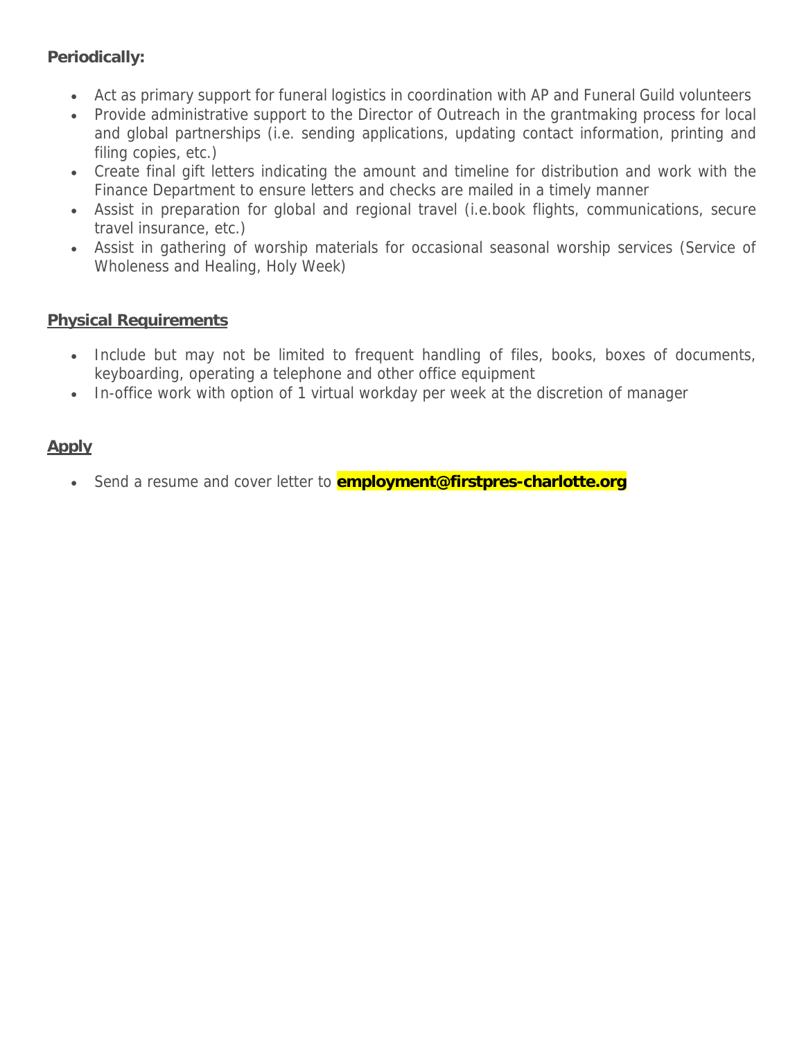**Periodically:**

- Act as primary support for funeral logistics in coordination with AP and Funeral Guild volunteers
- Provide administrative support to the Director of Outreach in the grantmaking process for local and global partnerships (i.e. sending applications, updating contact information, printing and filing copies, etc.)
- Create final gift letters indicating the amount and timeline for distribution and work with the Finance Department to ensure letters and checks are mailed in a timely manner
- Assist in preparation for global and regional travel (i.e.book flights, communications, secure travel insurance, etc.)
- Assist in gathering of worship materials for occasional seasonal worship services (Service of Wholeness and Healing, Holy Week)

**Physical Requirements**

- Include but may not be limited to frequent handling of files, books, boxes of documents, keyboarding, operating a telephone and other office equipment
- In-office work with option of 1 virtual workday per week at the discretion of manager

**Apply**

- Send a resume and cover letter to **employment@firstpres-charlotte.org**